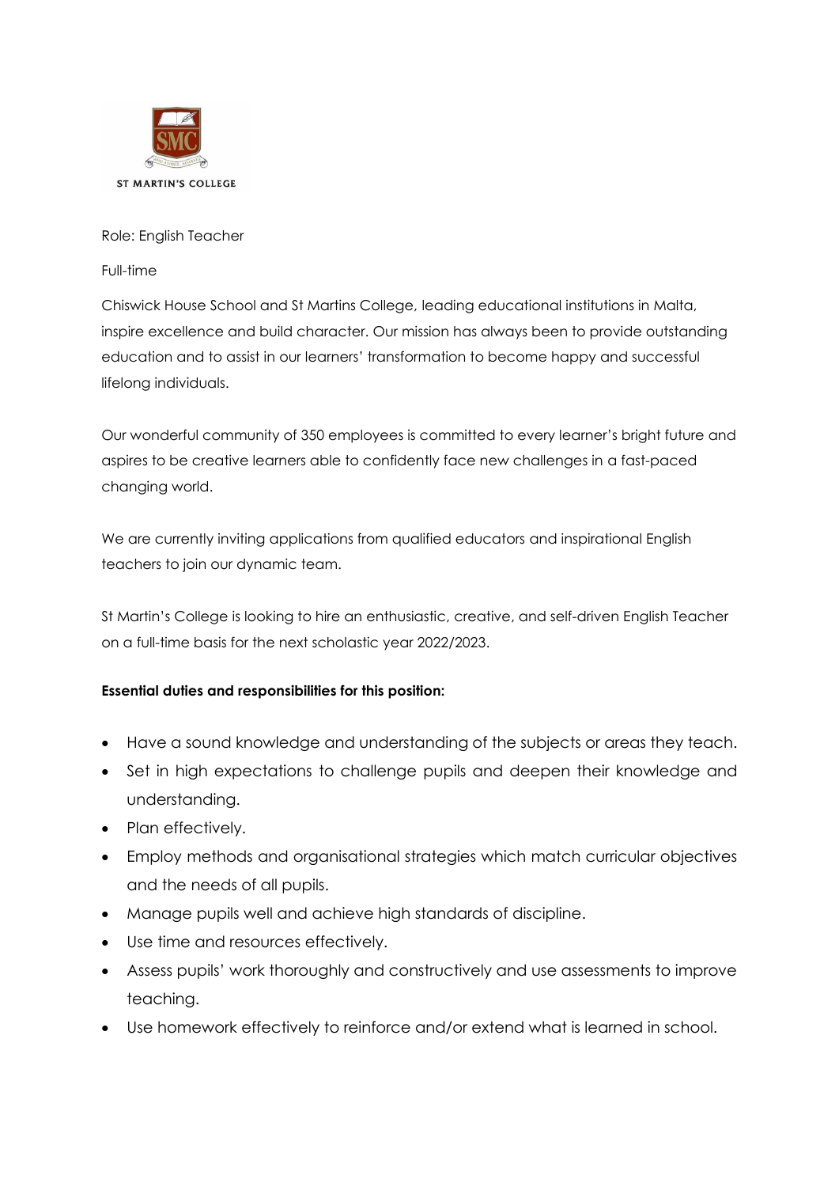ST MARTIN'S COLLEGE

Role: English Teacher

Full-time

Chiswick House School and St Martins College, leading educational institutions in Malta, inspire excellence and build character. Our mission has always been to provide outstanding education and to assist in our learners' transformation to become happy and successful lifelong individuals.

Our wonderful community of 350 employees is committed to every learner's bright future and aspires to be creative learners able to confidently face new challenges in a fast-paced changing world.

We are currently inviting applications from qualified educators and inspirational English teachers to join our dynamic team.

St Martin's College is looking to hire an enthusiastic, creative, and self-driven English Teacher on a full-time basis for the next scholastic year 2022/2023.

**Essential duties and responsibilities for this position:**

- Have a sound knowledge and understanding of the subjects or areas they teach.
- Set in high expectations to challenge pupils and deepen their knowledge and understanding.
- Plan effectively.
- Employ methods and organisational strategies which match curricular objectives and the needs of all pupils.
- Manage pupils well and achieve high standards of discipline.
- Use time and resources effectively.
- Assess pupils' work thoroughly and constructively and use assessments to improve teaching.
- Use homework effectively to reinforce and/or extend what is learned in school.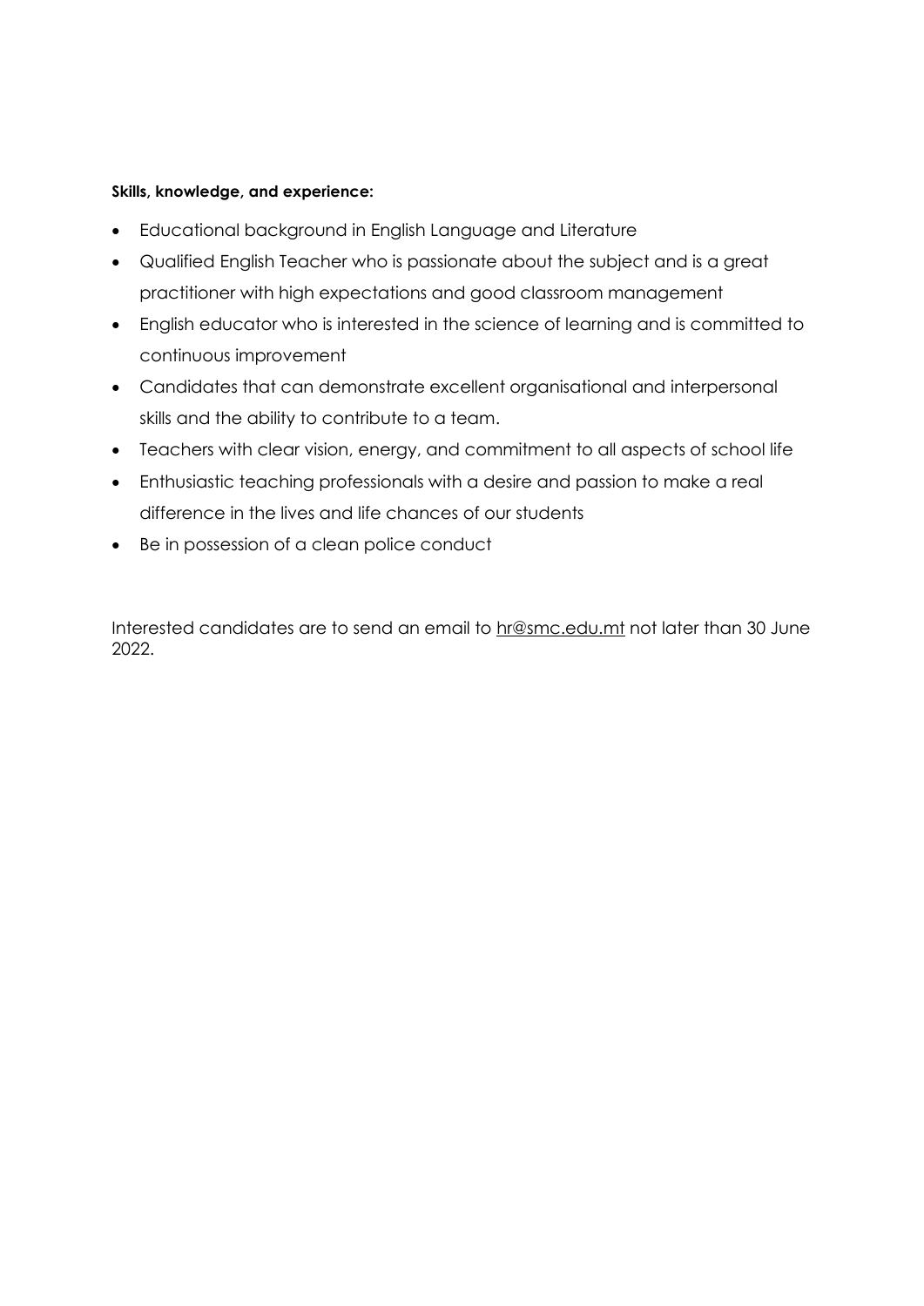**Skills, knowledge, and experience:**

- Educational background in English Language and Literature
- Qualified English Teacher who is passionate about the subject and is a great practitioner with high expectations and good classroom management
- English educator who is interested in the science of learning and is committed to continuous improvement
- Candidates that can demonstrate excellent organisational and interpersonal skills and the ability to contribute to a team.
- Teachers with clear vision, energy, and commitment to all aspects of school life
- Enthusiastic teaching professionals with a desire and passion to make a real difference in the lives and life chances of our students
- Be in possession of a clean police conduct

Interested candidates are to send an email to hr@smc.edu.mt not later than 30 June 2022.